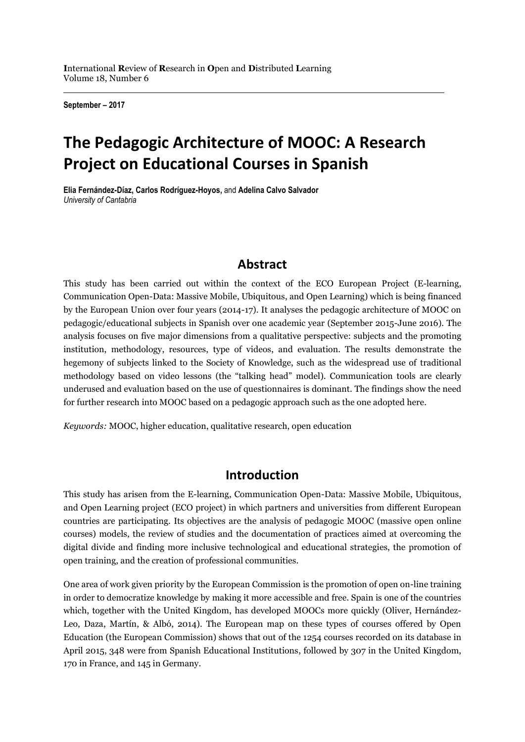**I**nternational **R**eview of **R**esearch in **O**pen and **D**istributed **L**earning
Volume 18, Number 6

**September – 2017**

# The Pedagogic Architecture of MOOC: A Research Project on Educational Courses in Spanish

**Elia Fernández-Díaz, Carlos Rodríguez-Hoyos,** and **Adelina Calvo Salvador**
*University of Cantabria*

## Abstract

This study has been carried out within the context of the ECO European Project (E-learning, Communication Open-Data: Massive Mobile, Ubiquitous, and Open Learning) which is being financed by the European Union over four years (2014-17). It analyses the pedagogic architecture of MOOC on pedagogic/educational subjects in Spanish over one academic year (September 2015-June 2016). The analysis focuses on five major dimensions from a qualitative perspective: subjects and the promoting institution, methodology, resources, type of videos, and evaluation. The results demonstrate the hegemony of subjects linked to the Society of Knowledge, such as the widespread use of traditional methodology based on video lessons (the "talking head" model). Communication tools are clearly underused and evaluation based on the use of questionnaires is dominant. The findings show the need for further research into MOOC based on a pedagogic approach such as the one adopted here.

*Keywords:* MOOC, higher education, qualitative research, open education

## Introduction

This study has arisen from the E-learning, Communication Open-Data: Massive Mobile, Ubiquitous, and Open Learning project (ECO project) in which partners and universities from different European countries are participating. Its objectives are the analysis of pedagogic MOOC (massive open online courses) models, the review of studies and the documentation of practices aimed at overcoming the digital divide and finding more inclusive technological and educational strategies, the promotion of open training, and the creation of professional communities.

One area of work given priority by the European Commission is the promotion of open on-line training in order to democratize knowledge by making it more accessible and free. Spain is one of the countries which, together with the United Kingdom, has developed MOOCs more quickly (Oliver, Hernández-Leo, Daza, Martín, & Albó, 2014). The European map on these types of courses offered by Open Education (the European Commission) shows that out of the 1254 courses recorded on its database in April 2015, 348 were from Spanish Educational Institutions, followed by 307 in the United Kingdom, 170 in France, and 145 in Germany.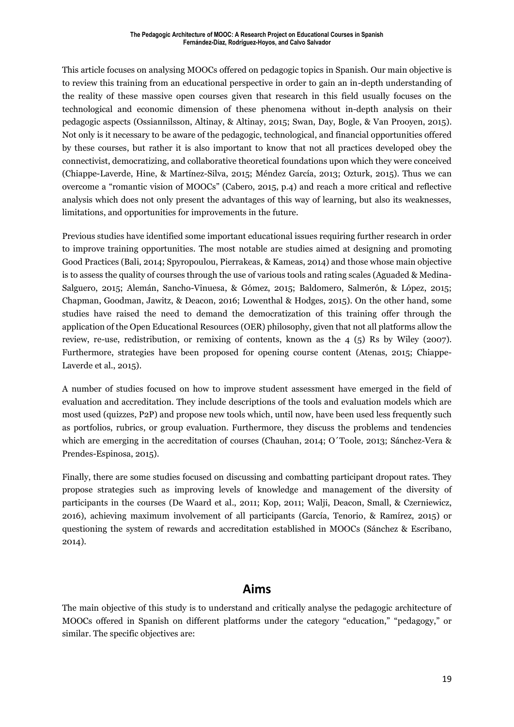This article focuses on analysing MOOCs offered on pedagogic topics in Spanish. Our main objective is to review this training from an educational perspective in order to gain an in-depth understanding of the reality of these massive open courses given that research in this field usually focuses on the technological and economic dimension of these phenomena without in-depth analysis on their pedagogic aspects (Ossiannilsson, Altinay, & Altinay, 2015; Swan, Day, Bogle, & Van Prooyen, 2015). Not only is it necessary to be aware of the pedagogic, technological, and financial opportunities offered by these courses, but rather it is also important to know that not all practices developed obey the connectivist, democratizing, and collaborative theoretical foundations upon which they were conceived (Chiappe-Laverde, Hine, & Martínez-Silva, 2015; Méndez García, 2013; Ozturk, 2015). Thus we can overcome a "romantic vision of MOOCs" (Cabero, 2015, p.4) and reach a more critical and reflective analysis which does not only present the advantages of this way of learning, but also its weaknesses, limitations, and opportunities for improvements in the future.

Previous studies have identified some important educational issues requiring further research in order to improve training opportunities. The most notable are studies aimed at designing and promoting Good Practices (Bali, 2014; Spyropoulou, Pierrakeas, & Kameas, 2014) and those whose main objective is to assess the quality of courses through the use of various tools and rating scales (Aguaded & Medina-Salguero, 2015; Alemán, Sancho-Vinuesa, & Gómez, 2015; Baldomero, Salmerón, & López, 2015; Chapman, Goodman, Jawitz, & Deacon, 2016; Lowenthal & Hodges, 2015). On the other hand, some studies have raised the need to demand the democratization of this training offer through the application of the Open Educational Resources (OER) philosophy, given that not all platforms allow the review, re-use, redistribution, or remixing of contents, known as the 4 (5) Rs by Wiley (2007). Furthermore, strategies have been proposed for opening course content (Atenas, 2015; Chiappe-Laverde et al., 2015).

A number of studies focused on how to improve student assessment have emerged in the field of evaluation and accreditation. They include descriptions of the tools and evaluation models which are most used (quizzes, P2P) and propose new tools which, until now, have been used less frequently such as portfolios, rubrics, or group evaluation. Furthermore, they discuss the problems and tendencies which are emerging in the accreditation of courses (Chauhan, 2014; O´Toole, 2013; Sánchez-Vera & Prendes-Espinosa, 2015).

Finally, there are some studies focused on discussing and combatting participant dropout rates. They propose strategies such as improving levels of knowledge and management of the diversity of participants in the courses (De Waard et al., 2011; Kop, 2011; Walji, Deacon, Small, & Czerniewicz, 2016), achieving maximum involvement of all participants (García, Tenorio, & Ramírez, 2015) or questioning the system of rewards and accreditation established in MOOCs (Sánchez & Escribano, 2014).

## Aims

The main objective of this study is to understand and critically analyse the pedagogic architecture of MOOCs offered in Spanish on different platforms under the category "education," "pedagogy," or similar. The specific objectives are: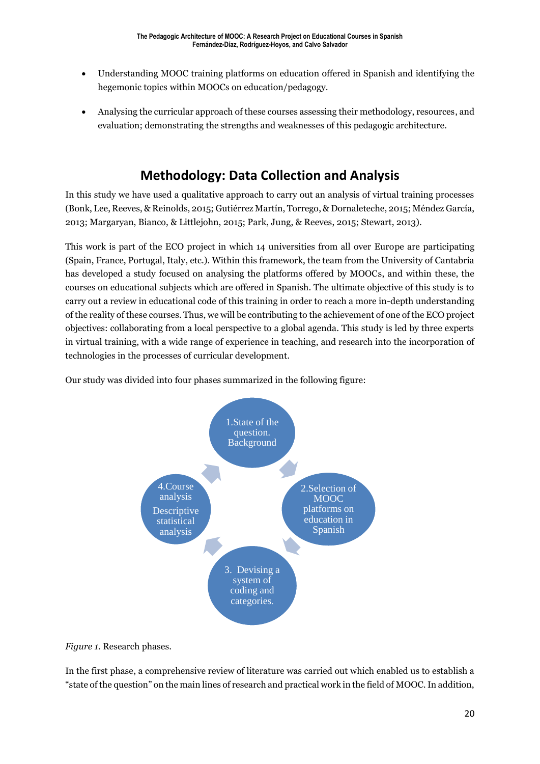- Understanding MOOC training platforms on education offered in Spanish and identifying the hegemonic topics within MOOCs on education/pedagogy.
- Analysing the curricular approach of these courses assessing their methodology, resources, and evaluation; demonstrating the strengths and weaknesses of this pedagogic architecture.

## Methodology: Data Collection and Analysis

In this study we have used a qualitative approach to carry out an analysis of virtual training processes (Bonk, Lee, Reeves, & Reinolds, 2015; Gutiérrez Martín, Torrego, & Dornaleteche, 2015; Méndez García, 2013; Margaryan, Bianco, & Littlejohn, 2015; Park, Jung, & Reeves, 2015; Stewart, 2013).

This work is part of the ECO project in which 14 universities from all over Europe are participating (Spain, France, Portugal, Italy, etc.). Within this framework, the team from the University of Cantabria has developed a study focused on analysing the platforms offered by MOOCs, and within these, the courses on educational subjects which are offered in Spanish. The ultimate objective of this study is to carry out a review in educational code of this training in order to reach a more in-depth understanding of the reality of these courses. Thus, we will be contributing to the achievement of one of the ECO project objectives: collaborating from a local perspective to a global agenda. This study is led by three experts in virtual training, with a wide range of experience in teaching, and research into the incorporation of technologies in the processes of curricular development.

Our study was divided into four phases summarized in the following figure:

1. State of the question. Background
2. Selection of MOOC platforms on education in Spanish
3. Devising a system of coding and categories.
4. Course analysis. Descriptive statistical analysis

*Figure 1.* Research phases.

In the first phase, a comprehensive review of literature was carried out which enabled us to establish a "state of the question" on the main lines of research and practical work in the field of MOOC. In addition,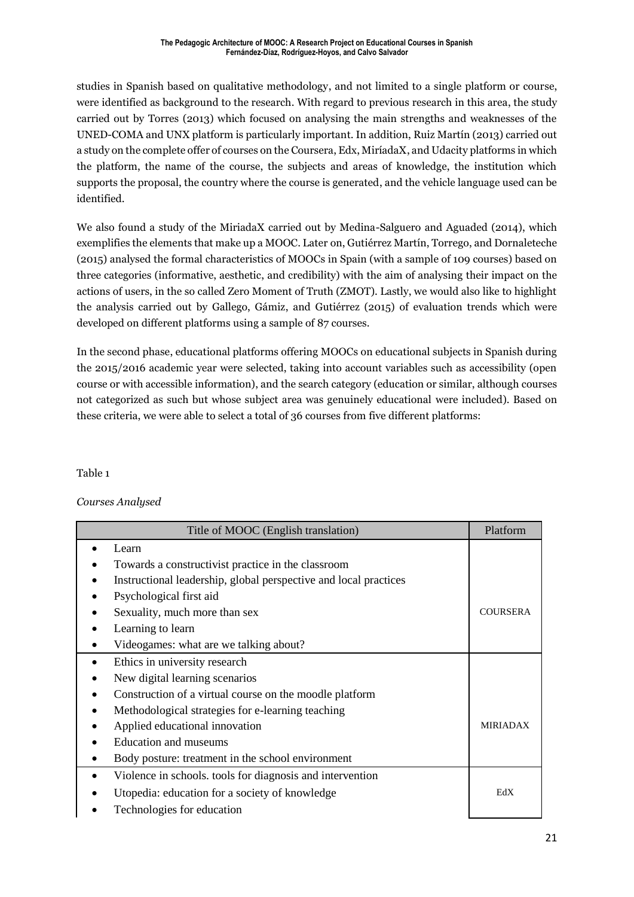studies in Spanish based on qualitative methodology, and not limited to a single platform or course, were identified as background to the research. With regard to previous research in this area, the study carried out by Torres (2013) which focused on analysing the main strengths and weaknesses of the UNED-COMA and UNX platform is particularly important. In addition, Ruiz Martín (2013) carried out a study on the complete offer of courses on the Coursera, Edx, MiríadaX, and Udacity platforms in which the platform, the name of the course, the subjects and areas of knowledge, the institution which supports the proposal, the country where the course is generated, and the vehicle language used can be identified.

We also found a study of the MiriadaX carried out by Medina-Salguero and Aguaded (2014), which exemplifies the elements that make up a MOOC. Later on, Gutiérrez Martín, Torrego, and Dornaleteche (2015) analysed the formal characteristics of MOOCs in Spain (with a sample of 109 courses) based on three categories (informative, aesthetic, and credibility) with the aim of analysing their impact on the actions of users, in the so called Zero Moment of Truth (ZMOT). Lastly, we would also like to highlight the analysis carried out by Gallego, Gámiz, and Gutiérrez (2015) of evaluation trends which were developed on different platforms using a sample of 87 courses.

In the second phase, educational platforms offering MOOCs on educational subjects in Spanish during the 2015/2016 academic year were selected, taking into account variables such as accessibility (open course or with accessible information), and the search category (education or similar, although courses not categorized as such but whose subject area was genuinely educational were included). Based on these criteria, we were able to select a total of 36 courses from five different platforms:

Table 1

*Courses Analysed*

| Title of MOOC (English translation) | Platform |
|---|---|
| • Learn<br>• Towards a constructivist practice in the classroom<br>• Instructional leadership, global perspective and local practices<br>• Psychological first aid<br>• Sexuality, much more than sex<br>• Learning to learn<br>• Videogames: what are we talking about? | COURSERA |
| • Ethics in university research<br>• New digital learning scenarios<br>• Construction of a virtual course on the moodle platform<br>• Methodological strategies for e-learning teaching<br>• Applied educational innovation<br>• Education and museums<br>• Body posture: treatment in the school environment | MIRIADAX |
| • Violence in schools. tools for diagnosis and intervention<br>• Utopedia: education for a society of knowledge<br>• Technologies for education | EdX |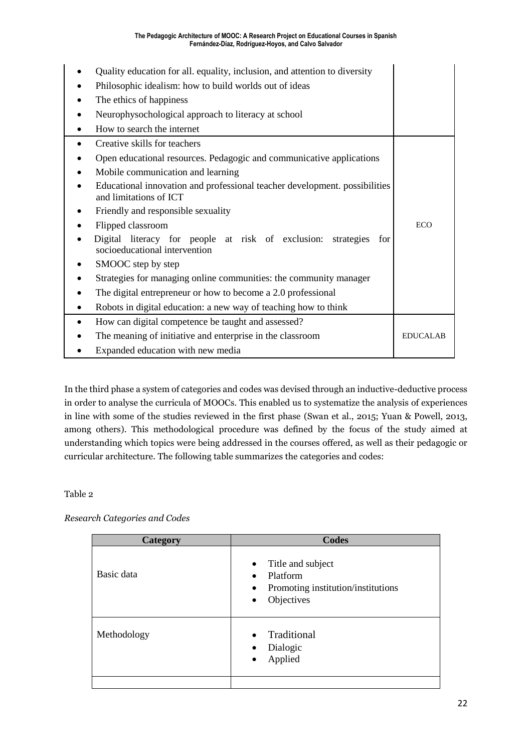| | |
|---|---|
| • Quality education for all. equality, inclusion, and attention to diversity<br>• Philosophic idealism: how to build worlds out of ideas<br>• The ethics of happiness<br>• Neurophysochological approach to literacy at school<br>• How to search the internet | |
| • Creative skills for teachers<br>• Open educational resources. Pedagogic and communicative applications<br>• Mobile communication and learning<br>• Educational innovation and professional teacher development. possibilities and limitations of ICT<br>• Friendly and responsible sexuality<br>• Flipped classroom<br>• Digital literacy for people at risk of exclusion: strategies for socioeducational intervention<br>• SMOOC step by step<br>• Strategies for managing online communities: the community manager<br>• The digital entrepreneur or how to become a 2.0 professional<br>• Robots in digital education: a new way of teaching how to think | ECO |
| • How can digital competence be taught and assessed?<br>• The meaning of initiative and enterprise in the classroom<br>• Expanded education with new media | EDUCALAB |

In the third phase a system of categories and codes was devised through an inductive-deductive process in order to analyse the curricula of MOOCs. This enabled us to systematize the analysis of experiences in line with some of the studies reviewed in the first phase (Swan et al., 2015; Yuan & Powell, 2013, among others). This methodological procedure was defined by the focus of the study aimed at understanding which topics were being addressed in the courses offered, as well as their pedagogic or curricular architecture. The following table summarizes the categories and codes:

Table 2

*Research Categories and Codes*

| Category | Codes |
|---|---|
| Basic data | • Title and subject<br>• Platform<br>• Promoting institution/institutions<br>• Objectives |
| Methodology | • Traditional<br>• Dialogic<br>• Applied |
| | |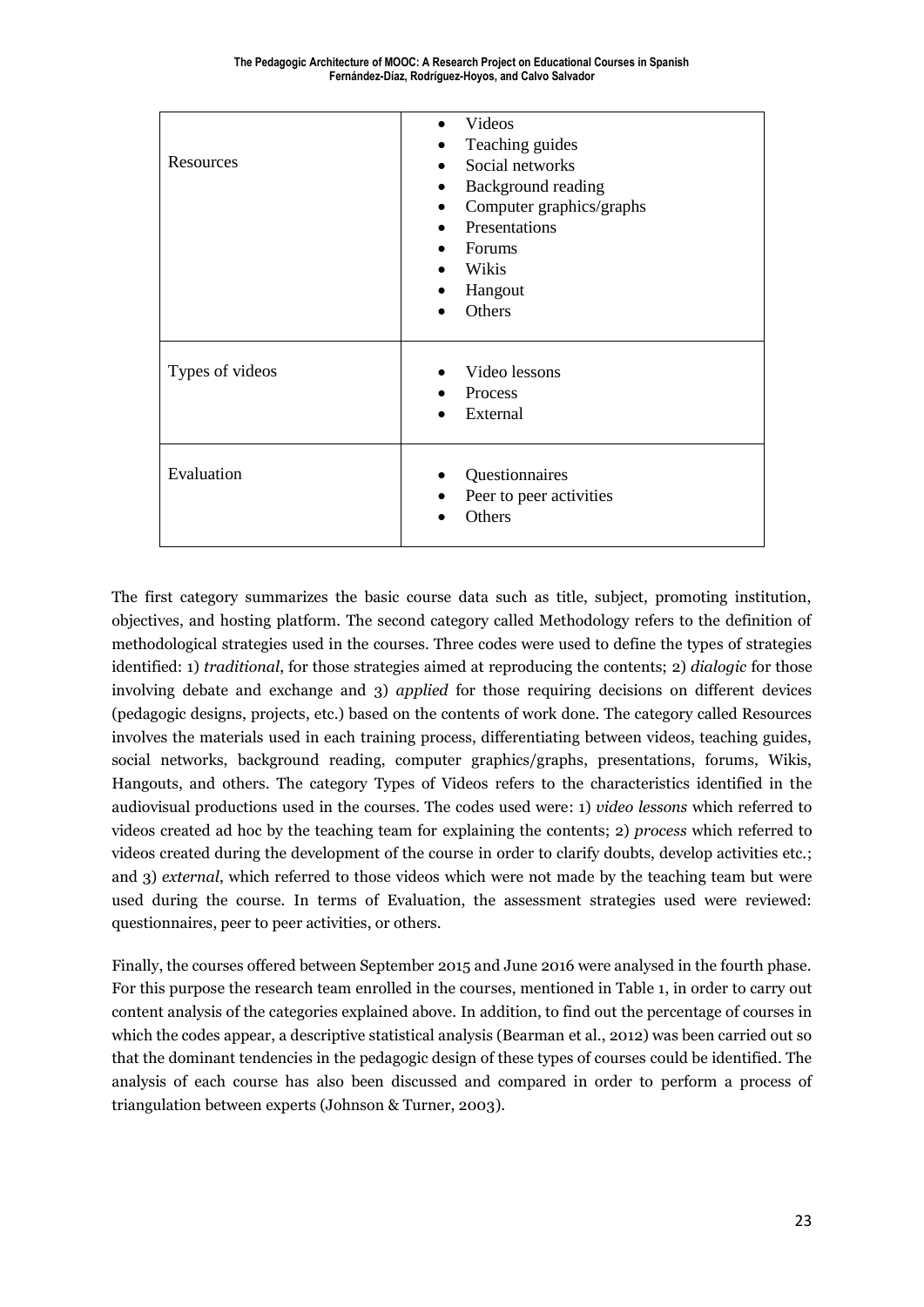| | |
|---|---|
| Resources | • Videos<br>• Teaching guides<br>• Social networks<br>• Background reading<br>• Computer graphics/graphs<br>• Presentations<br>• Forums<br>• Wikis<br>• Hangout<br>• Others |
| Types of videos | • Video lessons<br>• Process<br>• External |
| Evaluation | • Questionnaires<br>• Peer to peer activities<br>• Others |

The first category summarizes the basic course data such as title, subject, promoting institution, objectives, and hosting platform. The second category called Methodology refers to the definition of methodological strategies used in the courses. Three codes were used to define the types of strategies identified: 1) *traditional*, for those strategies aimed at reproducing the contents; 2) *dialogic* for those involving debate and exchange and 3) *applied* for those requiring decisions on different devices (pedagogic designs, projects, etc.) based on the contents of work done. The category called Resources involves the materials used in each training process, differentiating between videos, teaching guides, social networks, background reading, computer graphics/graphs, presentations, forums, Wikis, Hangouts, and others. The category Types of Videos refers to the characteristics identified in the audiovisual productions used in the courses. The codes used were: 1) *video lessons* which referred to videos created ad hoc by the teaching team for explaining the contents; 2) *process* which referred to videos created during the development of the course in order to clarify doubts, develop activities etc.; and 3) *external*, which referred to those videos which were not made by the teaching team but were used during the course. In terms of Evaluation, the assessment strategies used were reviewed: questionnaires, peer to peer activities, or others.

Finally, the courses offered between September 2015 and June 2016 were analysed in the fourth phase. For this purpose the research team enrolled in the courses, mentioned in Table 1, in order to carry out content analysis of the categories explained above. In addition, to find out the percentage of courses in which the codes appear, a descriptive statistical analysis (Bearman et al., 2012) was been carried out so that the dominant tendencies in the pedagogic design of these types of courses could be identified. The analysis of each course has also been discussed and compared in order to perform a process of triangulation between experts (Johnson & Turner, 2003).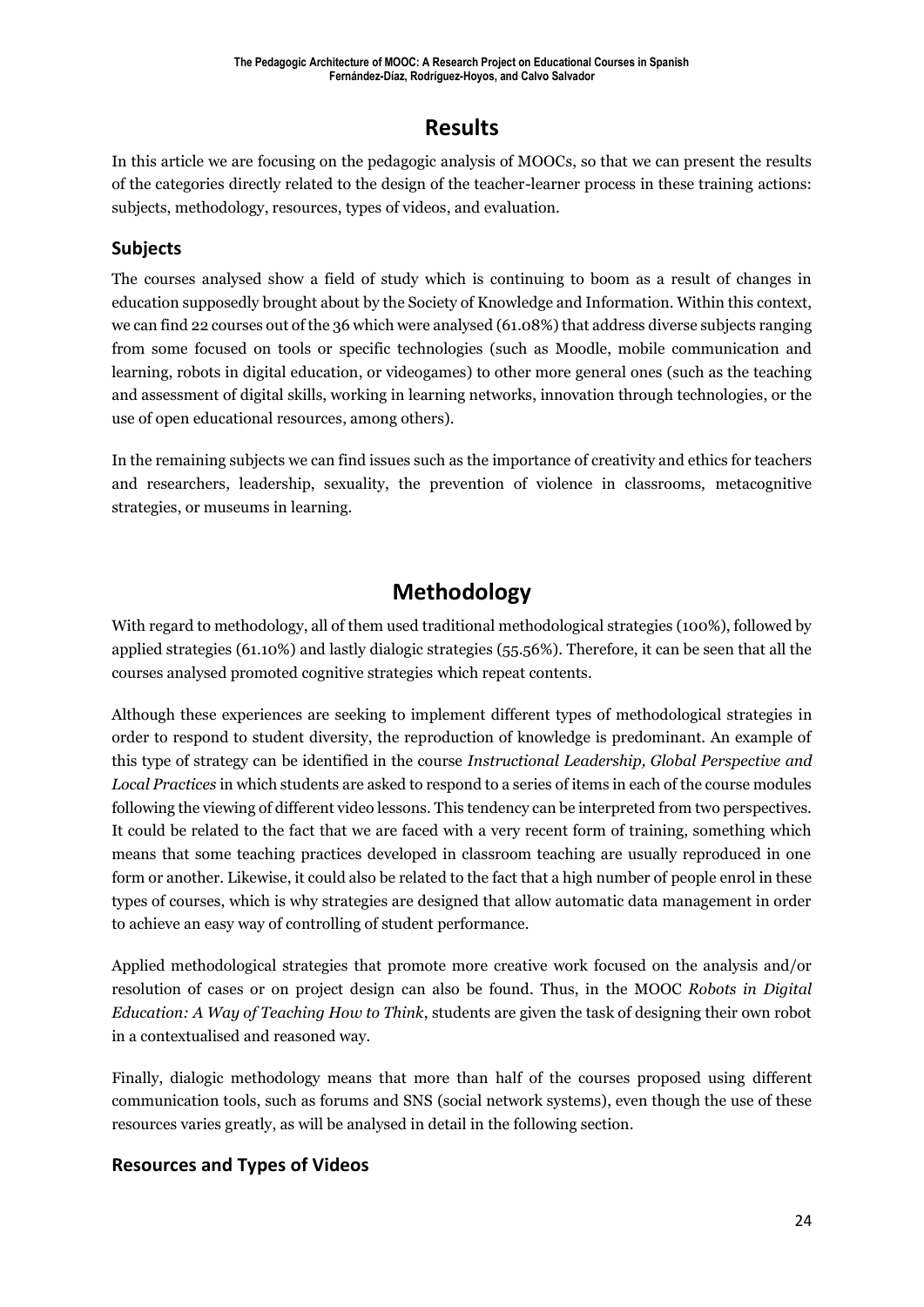# Results

In this article we are focusing on the pedagogic analysis of MOOCs, so that we can present the results of the categories directly related to the design of the teacher-learner process in these training actions: subjects, methodology, resources, types of videos, and evaluation.

## Subjects

The courses analysed show a field of study which is continuing to boom as a result of changes in education supposedly brought about by the Society of Knowledge and Information. Within this context, we can find 22 courses out of the 36 which were analysed (61.08%) that address diverse subjects ranging from some focused on tools or specific technologies (such as Moodle, mobile communication and learning, robots in digital education, or videogames) to other more general ones (such as the teaching and assessment of digital skills, working in learning networks, innovation through technologies, or the use of open educational resources, among others).

In the remaining subjects we can find issues such as the importance of creativity and ethics for teachers and researchers, leadership, sexuality, the prevention of violence in classrooms, metacognitive strategies, or museums in learning.

# Methodology

With regard to methodology, all of them used traditional methodological strategies (100%), followed by applied strategies (61.10%) and lastly dialogic strategies (55.56%). Therefore, it can be seen that all the courses analysed promoted cognitive strategies which repeat contents.

Although these experiences are seeking to implement different types of methodological strategies in order to respond to student diversity, the reproduction of knowledge is predominant. An example of this type of strategy can be identified in the course *Instructional Leadership, Global Perspective and Local Practices* in which students are asked to respond to a series of items in each of the course modules following the viewing of different video lessons. This tendency can be interpreted from two perspectives. It could be related to the fact that we are faced with a very recent form of training, something which means that some teaching practices developed in classroom teaching are usually reproduced in one form or another. Likewise, it could also be related to the fact that a high number of people enrol in these types of courses, which is why strategies are designed that allow automatic data management in order to achieve an easy way of controlling of student performance.

Applied methodological strategies that promote more creative work focused on the analysis and/or resolution of cases or on project design can also be found. Thus, in the MOOC *Robots in Digital Education: A Way of Teaching How to Think*, students are given the task of designing their own robot in a contextualised and reasoned way.

Finally, dialogic methodology means that more than half of the courses proposed using different communication tools, such as forums and SNS (social network systems), even though the use of these resources varies greatly, as will be analysed in detail in the following section.

## Resources and Types of Videos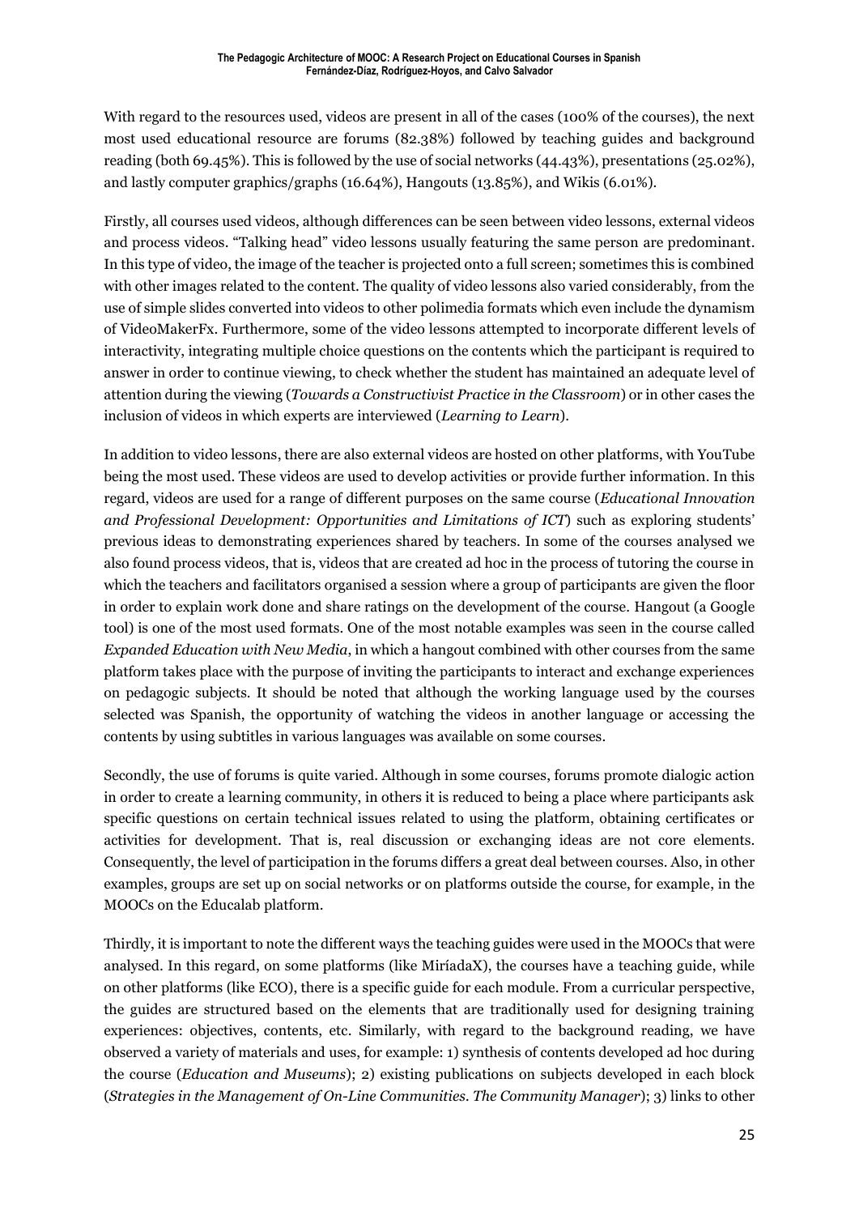With regard to the resources used, videos are present in all of the cases (100% of the courses), the next most used educational resource are forums (82.38%) followed by teaching guides and background reading (both 69.45%). This is followed by the use of social networks (44.43%), presentations (25.02%), and lastly computer graphics/graphs (16.64%), Hangouts (13.85%), and Wikis (6.01%).

Firstly, all courses used videos, although differences can be seen between video lessons, external videos and process videos. "Talking head" video lessons usually featuring the same person are predominant. In this type of video, the image of the teacher is projected onto a full screen; sometimes this is combined with other images related to the content. The quality of video lessons also varied considerably, from the use of simple slides converted into videos to other polimedia formats which even include the dynamism of VideoMakerFx. Furthermore, some of the video lessons attempted to incorporate different levels of interactivity, integrating multiple choice questions on the contents which the participant is required to answer in order to continue viewing, to check whether the student has maintained an adequate level of attention during the viewing (*Towards a Constructivist Practice in the Classroom*) or in other cases the inclusion of videos in which experts are interviewed (*Learning to Learn*).

In addition to video lessons, there are also external videos are hosted on other platforms, with YouTube being the most used. These videos are used to develop activities or provide further information. In this regard, videos are used for a range of different purposes on the same course (*Educational Innovation and Professional Development: Opportunities and Limitations of ICT*) such as exploring students' previous ideas to demonstrating experiences shared by teachers. In some of the courses analysed we also found process videos, that is, videos that are created ad hoc in the process of tutoring the course in which the teachers and facilitators organised a session where a group of participants are given the floor in order to explain work done and share ratings on the development of the course. Hangout (a Google tool) is one of the most used formats. One of the most notable examples was seen in the course called *Expanded Education with New Media*, in which a hangout combined with other courses from the same platform takes place with the purpose of inviting the participants to interact and exchange experiences on pedagogic subjects. It should be noted that although the working language used by the courses selected was Spanish, the opportunity of watching the videos in another language or accessing the contents by using subtitles in various languages was available on some courses.

Secondly, the use of forums is quite varied. Although in some courses, forums promote dialogic action in order to create a learning community, in others it is reduced to being a place where participants ask specific questions on certain technical issues related to using the platform, obtaining certificates or activities for development. That is, real discussion or exchanging ideas are not core elements. Consequently, the level of participation in the forums differs a great deal between courses. Also, in other examples, groups are set up on social networks or on platforms outside the course, for example, in the MOOCs on the Educalab platform.

Thirdly, it is important to note the different ways the teaching guides were used in the MOOCs that were analysed. In this regard, on some platforms (like MiríadaX), the courses have a teaching guide, while on other platforms (like ECO), there is a specific guide for each module. From a curricular perspective, the guides are structured based on the elements that are traditionally used for designing training experiences: objectives, contents, etc. Similarly, with regard to the background reading, we have observed a variety of materials and uses, for example: 1) synthesis of contents developed ad hoc during the course (*Education and Museums*); 2) existing publications on subjects developed in each block (*Strategies in the Management of On-Line Communities. The Community Manager*); 3) links to other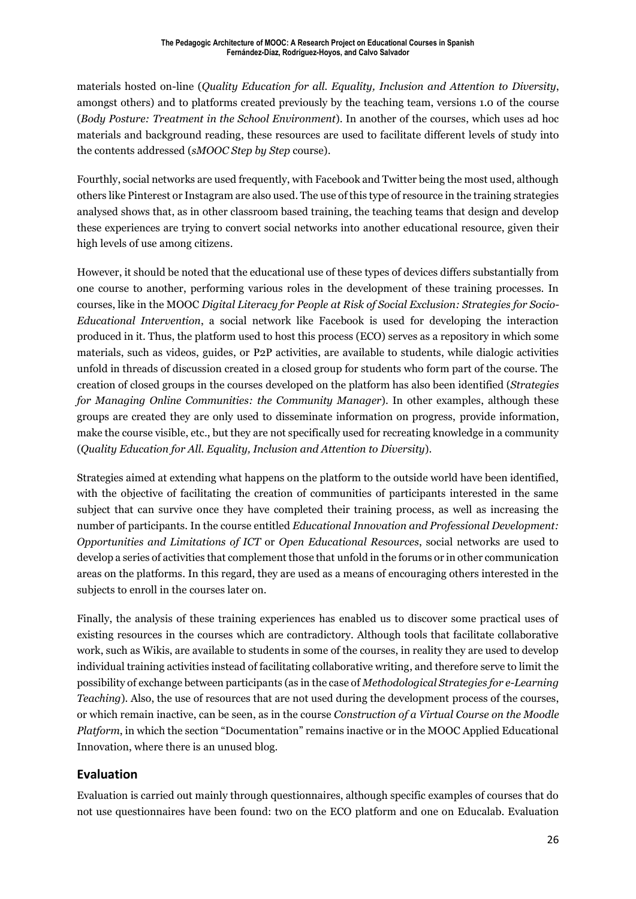materials hosted on-line (*Quality Education for all. Equality, Inclusion and Attention to Diversity*, amongst others) and to platforms created previously by the teaching team, versions 1.0 of the course (*Body Posture: Treatment in the School Environment*). In another of the courses, which uses ad hoc materials and background reading, these resources are used to facilitate different levels of study into the contents addressed (*sMOOC Step by Step* course).

Fourthly, social networks are used frequently, with Facebook and Twitter being the most used, although others like Pinterest or Instagram are also used. The use of this type of resource in the training strategies analysed shows that, as in other classroom based training, the teaching teams that design and develop these experiences are trying to convert social networks into another educational resource, given their high levels of use among citizens.

However, it should be noted that the educational use of these types of devices differs substantially from one course to another, performing various roles in the development of these training processes. In courses, like in the MOOC *Digital Literacy for People at Risk of Social Exclusion: Strategies for Socio-Educational Intervention*, a social network like Facebook is used for developing the interaction produced in it. Thus, the platform used to host this process (ECO) serves as a repository in which some materials, such as videos, guides, or P2P activities, are available to students, while dialogic activities unfold in threads of discussion created in a closed group for students who form part of the course. The creation of closed groups in the courses developed on the platform has also been identified (*Strategies for Managing Online Communities: the Community Manager*). In other examples, although these groups are created they are only used to disseminate information on progress, provide information, make the course visible, etc., but they are not specifically used for recreating knowledge in a community (*Quality Education for All. Equality, Inclusion and Attention to Diversity*).

Strategies aimed at extending what happens on the platform to the outside world have been identified, with the objective of facilitating the creation of communities of participants interested in the same subject that can survive once they have completed their training process, as well as increasing the number of participants. In the course entitled *Educational Innovation and Professional Development: Opportunities and Limitations of ICT* or *Open Educational Resources*, social networks are used to develop a series of activities that complement those that unfold in the forums or in other communication areas on the platforms. In this regard, they are used as a means of encouraging others interested in the subjects to enroll in the courses later on.

Finally, the analysis of these training experiences has enabled us to discover some practical uses of existing resources in the courses which are contradictory. Although tools that facilitate collaborative work, such as Wikis, are available to students in some of the courses, in reality they are used to develop individual training activities instead of facilitating collaborative writing, and therefore serve to limit the possibility of exchange between participants (as in the case of *Methodological Strategies for e-Learning Teaching*). Also, the use of resources that are not used during the development process of the courses, or which remain inactive, can be seen, as in the course *Construction of a Virtual Course on the Moodle Platform*, in which the section "Documentation" remains inactive or in the MOOC Applied Educational Innovation, where there is an unused blog.

## Evaluation

Evaluation is carried out mainly through questionnaires, although specific examples of courses that do not use questionnaires have been found: two on the ECO platform and one on Educalab. Evaluation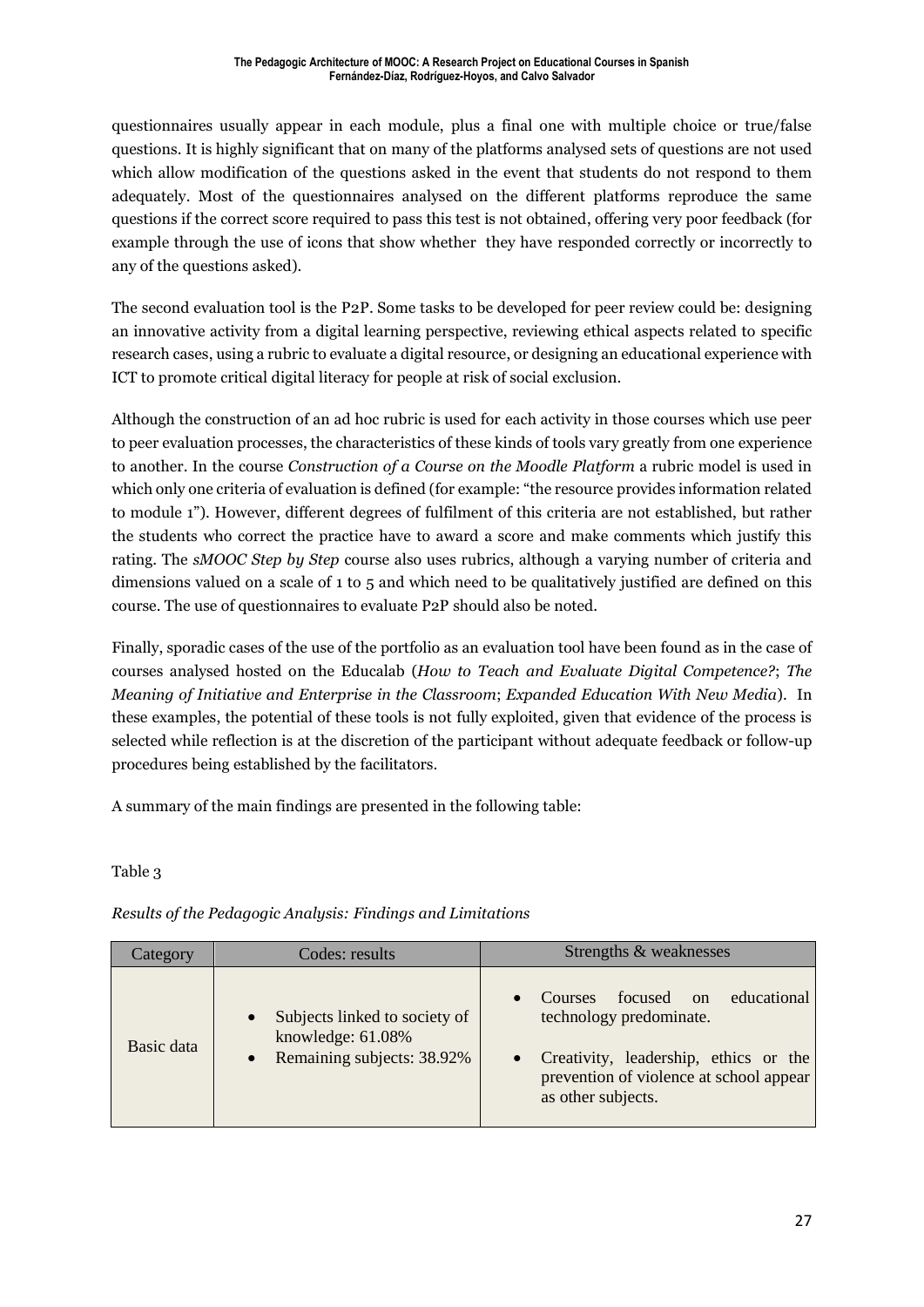questionnaires usually appear in each module, plus a final one with multiple choice or true/false questions. It is highly significant that on many of the platforms analysed sets of questions are not used which allow modification of the questions asked in the event that students do not respond to them adequately. Most of the questionnaires analysed on the different platforms reproduce the same questions if the correct score required to pass this test is not obtained, offering very poor feedback (for example through the use of icons that show whether they have responded correctly or incorrectly to any of the questions asked).

The second evaluation tool is the P2P. Some tasks to be developed for peer review could be: designing an innovative activity from a digital learning perspective, reviewing ethical aspects related to specific research cases, using a rubric to evaluate a digital resource, or designing an educational experience with ICT to promote critical digital literacy for people at risk of social exclusion.

Although the construction of an ad hoc rubric is used for each activity in those courses which use peer to peer evaluation processes, the characteristics of these kinds of tools vary greatly from one experience to another. In the course *Construction of a Course on the Moodle Platform* a rubric model is used in which only one criteria of evaluation is defined (for example: "the resource provides information related to module 1"). However, different degrees of fulfilment of this criteria are not established, but rather the students who correct the practice have to award a score and make comments which justify this rating. The *sMOOC Step by Step* course also uses rubrics, although a varying number of criteria and dimensions valued on a scale of 1 to 5 and which need to be qualitatively justified are defined on this course. The use of questionnaires to evaluate P2P should also be noted.

Finally, sporadic cases of the use of the portfolio as an evaluation tool have been found as in the case of courses analysed hosted on the Educalab (*How to Teach and Evaluate Digital Competence?*; *The Meaning of Initiative and Enterprise in the Classroom*; *Expanded Education With New Media*). In these examples, the potential of these tools is not fully exploited, given that evidence of the process is selected while reflection is at the discretion of the participant without adequate feedback or follow-up procedures being established by the facilitators.

A summary of the main findings are presented in the following table:

Table 3

*Results of the Pedagogic Analysis: Findings and Limitations*

| Category | Codes: results | Strengths & weaknesses |
| --- | --- | --- |
| Basic data | • Subjects linked to society of knowledge: 61.08%<br>• Remaining subjects: 38.92% | • Courses focused on educational technology predominate.<br>• Creativity, leadership, ethics or the prevention of violence at school appear as other subjects. |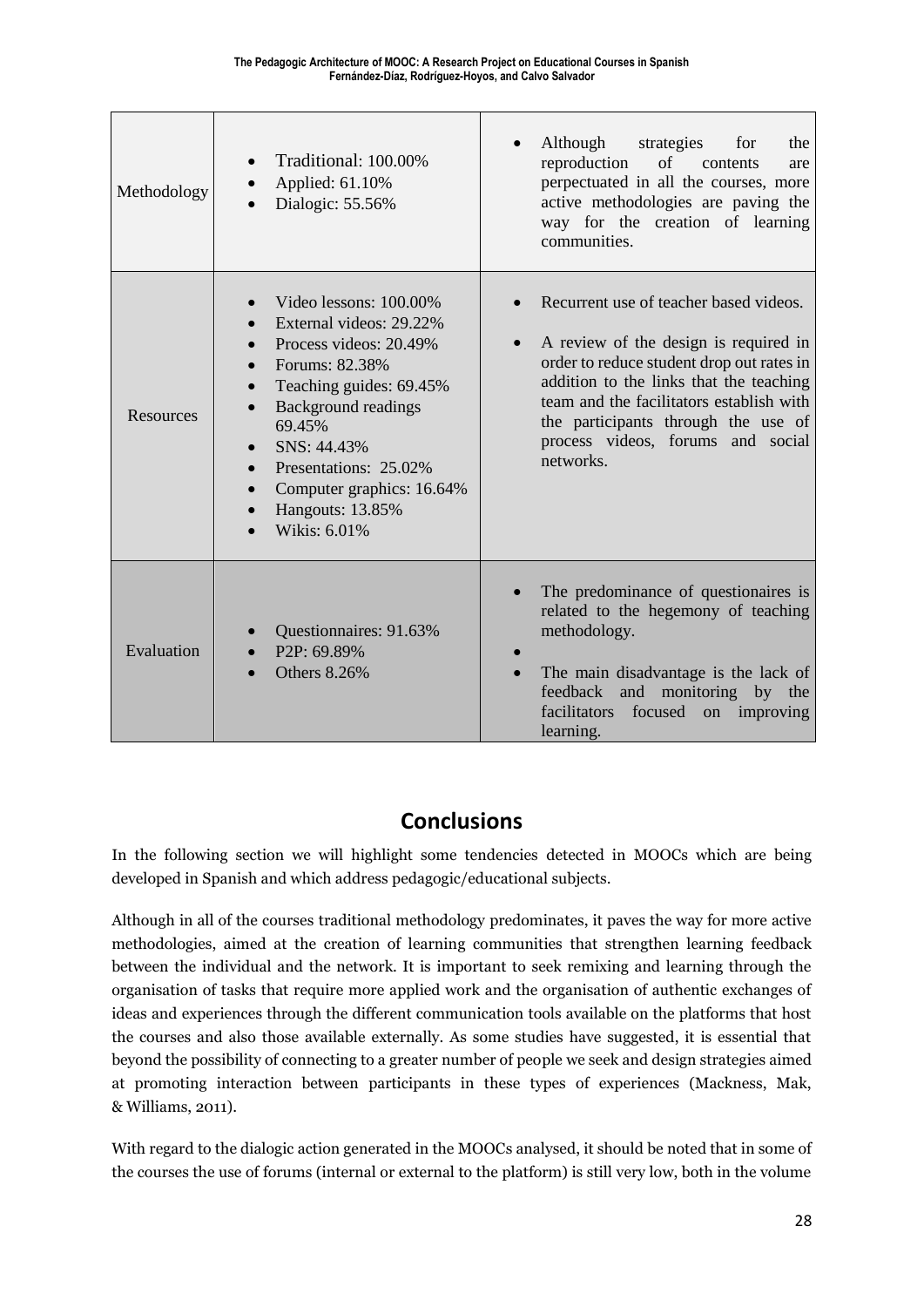| | | |
|---|---|---|
| Methodology | • Traditional: 100.00%<br>• Applied: 61.10%<br>• Dialogic: 55.56% | • Although strategies for the reproduction of contents are perpectuated in all the courses, more active methodologies are paving the way for the creation of learning communities. |
| Resources | • Video lessons: 100.00%<br>• External videos: 29.22%<br>• Process videos: 20.49%<br>• Forums: 82.38%<br>• Teaching guides: 69.45%<br>• Background readings 69.45%<br>• SNS: 44.43%<br>• Presentations: 25.02%<br>• Computer graphics: 16.64%<br>• Hangouts: 13.85%<br>• Wikis: 6.01% | • Recurrent use of teacher based videos.<br>• A review of the design is required in order to reduce student drop out rates in addition to the links that the teaching team and the facilitators establish with the participants through the use of process videos, forums and social networks. |
| Evaluation | • Questionnaires: 91.63%<br>• P2P: 69.89%<br>• Others 8.26% | • The predominance of questionaires is related to the hegemony of teaching methodology.<br>•<br>• The main disadvantage is the lack of feedback and monitoring by the facilitators focused on improving learning. |

## Conclusions

In the following section we will highlight some tendencies detected in MOOCs which are being developed in Spanish and which address pedagogic/educational subjects.

Although in all of the courses traditional methodology predominates, it paves the way for more active methodologies, aimed at the creation of learning communities that strengthen learning feedback between the individual and the network. It is important to seek remixing and learning through the organisation of tasks that require more applied work and the organisation of authentic exchanges of ideas and experiences through the different communication tools available on the platforms that host the courses and also those available externally. As some studies have suggested, it is essential that beyond the possibility of connecting to a greater number of people we seek and design strategies aimed at promoting interaction between participants in these types of experiences (Mackness, Mak, & Williams, 2011).

With regard to the dialogic action generated in the MOOCs analysed, it should be noted that in some of the courses the use of forums (internal or external to the platform) is still very low, both in the volume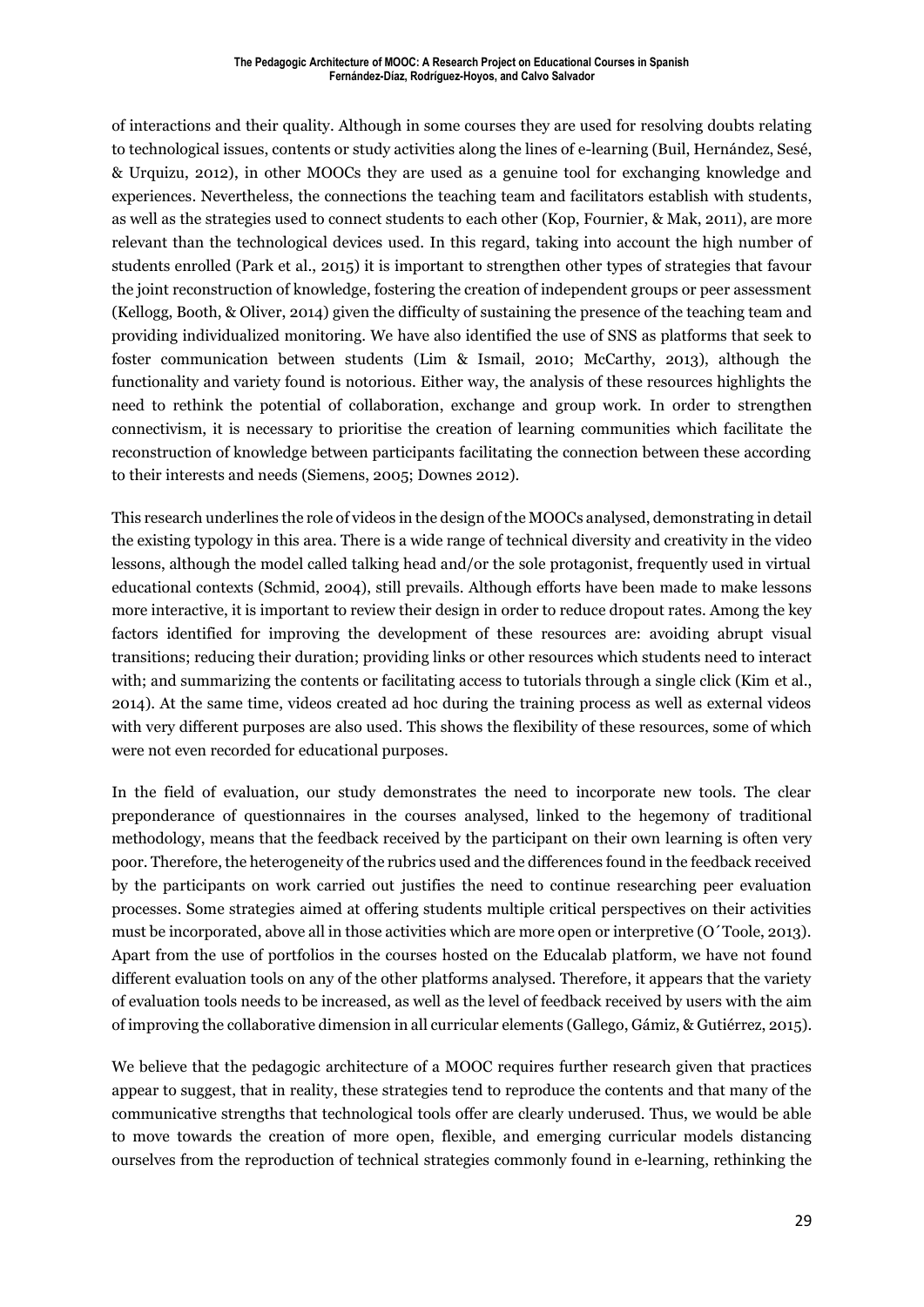of interactions and their quality. Although in some courses they are used for resolving doubts relating to technological issues, contents or study activities along the lines of e-learning (Buil, Hernández, Sesé, & Urquizu, 2012), in other MOOCs they are used as a genuine tool for exchanging knowledge and experiences. Nevertheless, the connections the teaching team and facilitators establish with students, as well as the strategies used to connect students to each other (Kop, Fournier, & Mak, 2011), are more relevant than the technological devices used. In this regard, taking into account the high number of students enrolled (Park et al., 2015) it is important to strengthen other types of strategies that favour the joint reconstruction of knowledge, fostering the creation of independent groups or peer assessment (Kellogg, Booth, & Oliver, 2014) given the difficulty of sustaining the presence of the teaching team and providing individualized monitoring. We have also identified the use of SNS as platforms that seek to foster communication between students (Lim & Ismail, 2010; McCarthy, 2013), although the functionality and variety found is notorious. Either way, the analysis of these resources highlights the need to rethink the potential of collaboration, exchange and group work. In order to strengthen connectivism, it is necessary to prioritise the creation of learning communities which facilitate the reconstruction of knowledge between participants facilitating the connection between these according to their interests and needs (Siemens, 2005; Downes 2012).

This research underlines the role of videos in the design of the MOOCs analysed, demonstrating in detail the existing typology in this area. There is a wide range of technical diversity and creativity in the video lessons, although the model called talking head and/or the sole protagonist, frequently used in virtual educational contexts (Schmid, 2004), still prevails. Although efforts have been made to make lessons more interactive, it is important to review their design in order to reduce dropout rates. Among the key factors identified for improving the development of these resources are: avoiding abrupt visual transitions; reducing their duration; providing links or other resources which students need to interact with; and summarizing the contents or facilitating access to tutorials through a single click (Kim et al., 2014). At the same time, videos created ad hoc during the training process as well as external videos with very different purposes are also used. This shows the flexibility of these resources, some of which were not even recorded for educational purposes.

In the field of evaluation, our study demonstrates the need to incorporate new tools. The clear preponderance of questionnaires in the courses analysed, linked to the hegemony of traditional methodology, means that the feedback received by the participant on their own learning is often very poor. Therefore, the heterogeneity of the rubrics used and the differences found in the feedback received by the participants on work carried out justifies the need to continue researching peer evaluation processes. Some strategies aimed at offering students multiple critical perspectives on their activities must be incorporated, above all in those activities which are more open or interpretive (O´Toole, 2013). Apart from the use of portfolios in the courses hosted on the Educalab platform, we have not found different evaluation tools on any of the other platforms analysed. Therefore, it appears that the variety of evaluation tools needs to be increased, as well as the level of feedback received by users with the aim of improving the collaborative dimension in all curricular elements (Gallego, Gámiz, & Gutiérrez, 2015).

We believe that the pedagogic architecture of a MOOC requires further research given that practices appear to suggest, that in reality, these strategies tend to reproduce the contents and that many of the communicative strengths that technological tools offer are clearly underused. Thus, we would be able to move towards the creation of more open, flexible, and emerging curricular models distancing ourselves from the reproduction of technical strategies commonly found in e-learning, rethinking the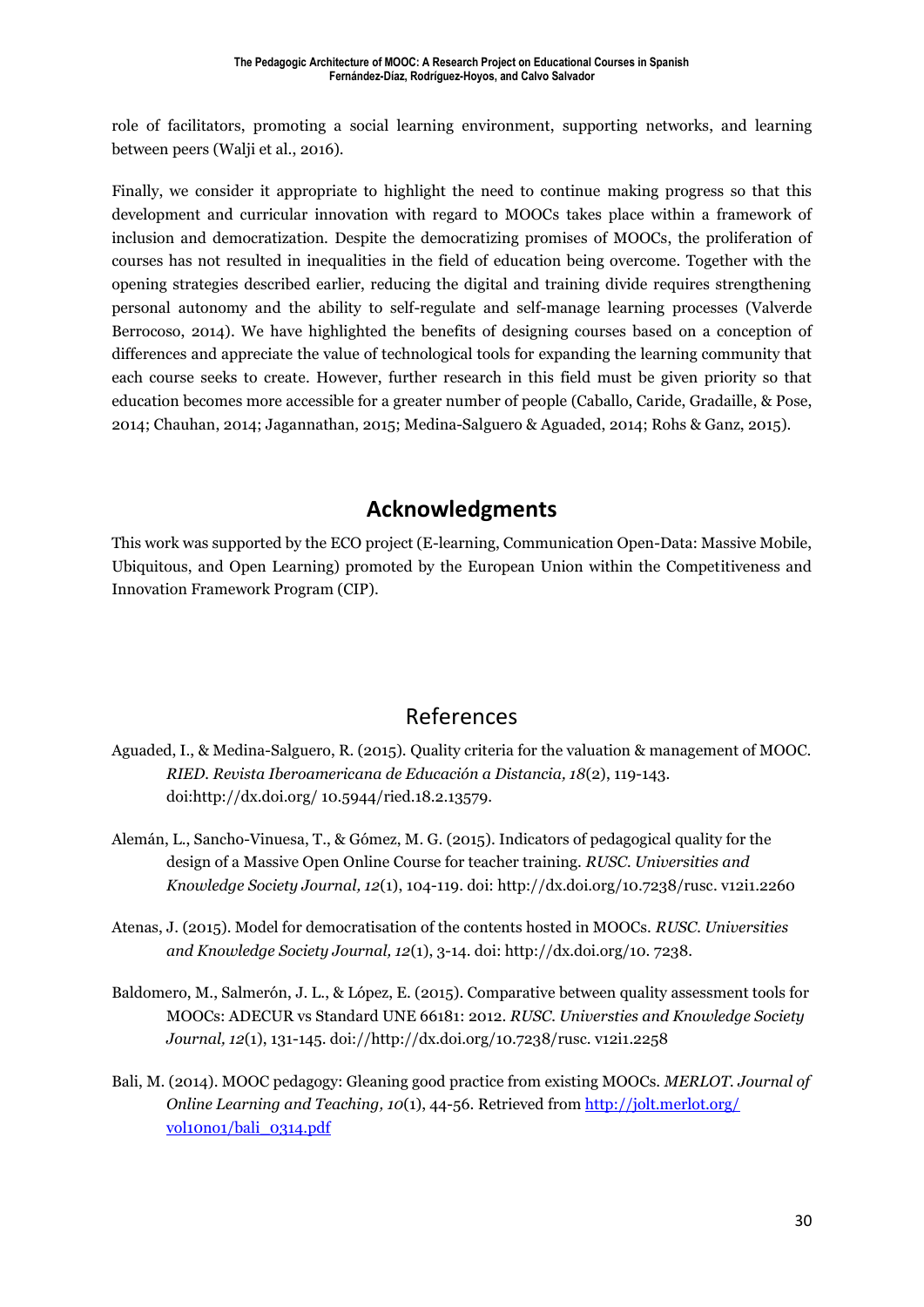role of facilitators, promoting a social learning environment, supporting networks, and learning between peers (Walji et al., 2016).

Finally, we consider it appropriate to highlight the need to continue making progress so that this development and curricular innovation with regard to MOOCs takes place within a framework of inclusion and democratization. Despite the democratizing promises of MOOCs, the proliferation of courses has not resulted in inequalities in the field of education being overcome. Together with the opening strategies described earlier, reducing the digital and training divide requires strengthening personal autonomy and the ability to self-regulate and self-manage learning processes (Valverde Berrocoso, 2014). We have highlighted the benefits of designing courses based on a conception of differences and appreciate the value of technological tools for expanding the learning community that each course seeks to create. However, further research in this field must be given priority so that education becomes more accessible for a greater number of people (Caballo, Caride, Gradaille, & Pose, 2014; Chauhan, 2014; Jagannathan, 2015; Medina-Salguero & Aguaded, 2014; Rohs & Ganz, 2015).

## Acknowledgments

This work was supported by the ECO project (E-learning, Communication Open-Data: Massive Mobile, Ubiquitous, and Open Learning) promoted by the European Union within the Competitiveness and Innovation Framework Program (CIP).

## References

Aguaded, I., & Medina-Salguero, R. (2015). Quality criteria for the valuation & management of MOOC. *RIED. Revista Iberoamericana de Educación a Distancia, 18*(2), 119-143. doi:http://dx.doi.org/ 10.5944/ried.18.2.13579.

Alemán, L., Sancho-Vinuesa, T., & Gómez, M. G. (2015). Indicators of pedagogical quality for the design of a Massive Open Online Course for teacher training. *RUSC. Universities and Knowledge Society Journal, 12*(1), 104-119. doi: http://dx.doi.org/10.7238/rusc. v12i1.2260

Atenas, J. (2015). Model for democratisation of the contents hosted in MOOCs. *RUSC. Universities and Knowledge Society Journal, 12*(1), 3-14. doi: http://dx.doi.org/10. 7238.

Baldomero, M., Salmerón, J. L., & López, E. (2015). Comparative between quality assessment tools for MOOCs: ADECUR vs Standard UNE 66181: 2012. *RUSC. Universties and Knowledge Society Journal, 12*(1), 131-145. doi://http://dx.doi.org/10.7238/rusc. v12i1.2258

Bali, M. (2014). MOOC pedagogy: Gleaning good practice from existing MOOCs. *MERLOT. Journal of Online Learning and Teaching, 10*(1), 44-56. Retrieved from http://jolt.merlot.org/vol10no1/bali_0314.pdf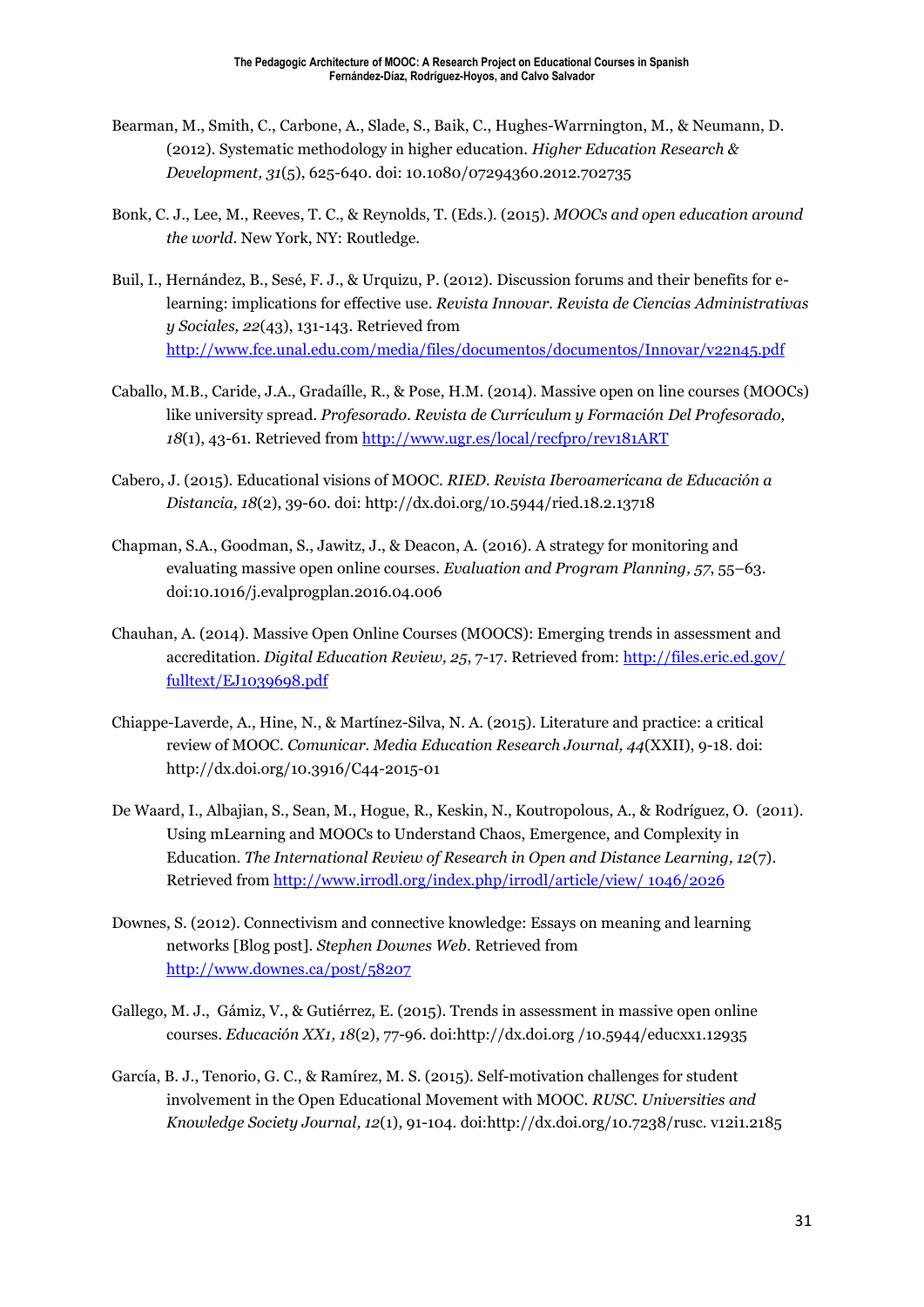Bearman, M., Smith, C., Carbone, A., Slade, S., Baik, C., Hughes-Warrnington, M., & Neumann, D. (2012). Systematic methodology in higher education. *Higher Education Research & Development, 31*(5), 625-640. doi: 10.1080/07294360.2012.702735

Bonk, C. J., Lee, M., Reeves, T. C., & Reynolds, T. (Eds.). (2015). *MOOCs and open education around the world*. New York, NY: Routledge.

Buil, I., Hernández, B., Sesé, F. J., & Urquizu, P. (2012). Discussion forums and their benefits for e-learning: implications for effective use. *Revista Innovar. Revista de Ciencias Administrativas y Sociales, 22*(43), 131-143. Retrieved from http://www.fce.unal.edu.com/media/files/documentos/documentos/Innovar/v22n45.pdf

Caballo, M.B., Caride, J.A., Gradaílle, R., & Pose, H.M. (2014). Massive open on line courses (MOOCs) like university spread. *Profesorado. Revista de Currículum y Formación Del Profesorado, 18*(1), 43-61. Retrieved from http://www.ugr.es/local/recfpro/rev181ART

Cabero, J. (2015). Educational visions of MOOC. *RIED. Revista Iberoamericana de Educación a Distancia, 18*(2), 39-60. doi: http://dx.doi.org/10.5944/ried.18.2.13718

Chapman, S.A., Goodman, S., Jawitz, J., & Deacon, A. (2016). A strategy for monitoring and evaluating massive open online courses. *Evaluation and Program Planning, 57*, 55–63. doi:10.1016/j.evalprogplan.2016.04.006

Chauhan, A. (2014). Massive Open Online Courses (MOOCS): Emerging trends in assessment and accreditation. *Digital Education Review, 25*, 7-17. Retrieved from: http://files.eric.ed.gov/fulltext/EJ1039698.pdf

Chiappe-Laverde, A., Hine, N., & Martínez-Silva, N. A. (2015). Literature and practice: a critical review of MOOC. *Comunicar. Media Education Research Journal, 44*(XXII), 9-18. doi: http://dx.doi.org/10.3916/C44-2015-01

De Waard, I., Albajian, S., Sean, M., Hogue, R., Keskin, N., Koutropolous, A., & Rodríguez, O. (2011). Using mLearning and MOOCs to Understand Chaos, Emergence, and Complexity in Education. *The International Review of Research in Open and Distance Learning, 12*(7). Retrieved from http://www.irrodl.org/index.php/irrodl/article/view/ 1046/2026

Downes, S. (2012). Connectivism and connective knowledge: Essays on meaning and learning networks [Blog post]. *Stephen Downes Web*. Retrieved from http://www.downes.ca/post/58207

Gallego, M. J., Gámiz, V., & Gutiérrez, E. (2015). Trends in assessment in massive open online courses. *Educación XX1, 18*(2), 77-96. doi:http://dx.doi.org /10.5944/educxx1.12935

García, B. J., Tenorio, G. C., & Ramírez, M. S. (2015). Self-motivation challenges for student involvement in the Open Educational Movement with MOOC. *RUSC. Universities and Knowledge Society Journal, 12*(1), 91-104. doi:http://dx.doi.org/10.7238/rusc. v12i1.2185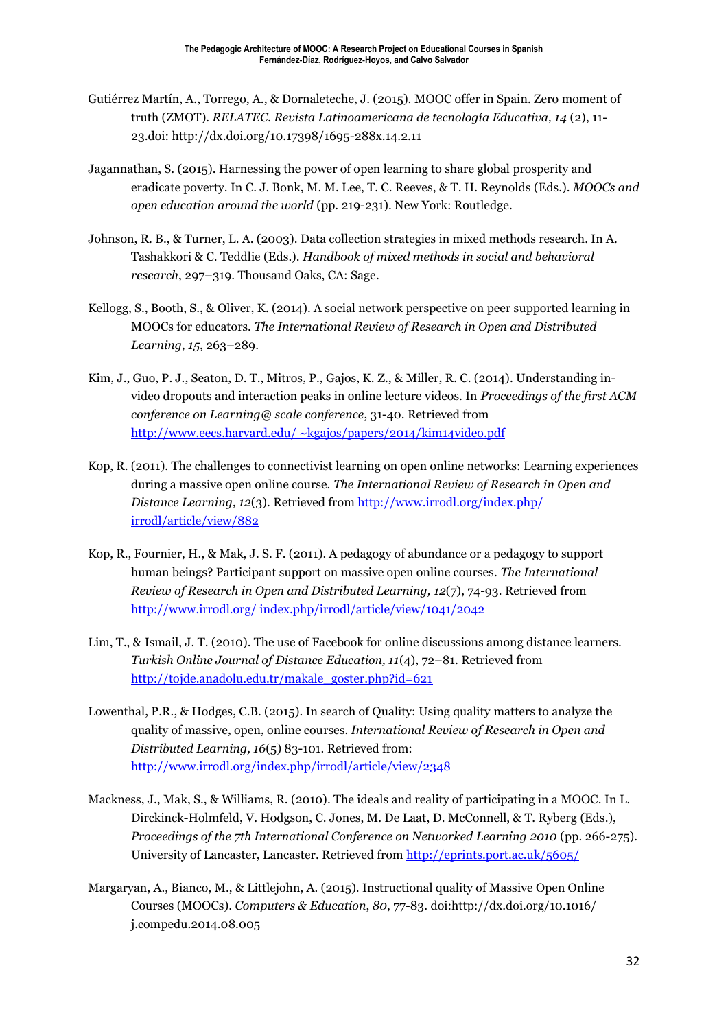Gutiérrez Martín, A., Torrego, A., & Dornaleteche, J. (2015). MOOC offer in Spain. Zero moment of truth (ZMOT). *RELATEC. Revista Latinoamericana de tecnología Educativa, 14* (2), 11-23.doi: http://dx.doi.org/10.17398/1695-288x.14.2.11

Jagannathan, S. (2015). Harnessing the power of open learning to share global prosperity and eradicate poverty. In C. J. Bonk, M. M. Lee, T. C. Reeves, & T. H. Reynolds (Eds.). *MOOCs and open education around the world* (pp. 219-231). New York: Routledge.

Johnson, R. B., & Turner, L. A. (2003). Data collection strategies in mixed methods research. In A. Tashakkori & C. Teddlie (Eds.). *Handbook of mixed methods in social and behavioral research*, 297–319. Thousand Oaks, CA: Sage.

Kellogg, S., Booth, S., & Oliver, K. (2014). A social network perspective on peer supported learning in MOOCs for educators. *The International Review of Research in Open and Distributed Learning, 15*, 263–289.

Kim, J., Guo, P. J., Seaton, D. T., Mitros, P., Gajos, K. Z., & Miller, R. C. (2014). Understanding in-video dropouts and interaction peaks in online lecture videos. In *Proceedings of the first ACM conference on Learning@ scale conference*, 31-40. Retrieved from http://www.eecs.harvard.edu/ ~kgajos/papers/2014/kim14video.pdf

Kop, R. (2011). The challenges to connectivist learning on open online networks: Learning experiences during a massive open online course. *The International Review of Research in Open and Distance Learning, 12*(3). Retrieved from http://www.irrodl.org/index.php/ irrodl/article/view/882

Kop, R., Fournier, H., & Mak, J. S. F. (2011). A pedagogy of abundance or a pedagogy to support human beings? Participant support on massive open online courses. *The International Review of Research in Open and Distributed Learning, 12*(7), 74-93. Retrieved from http://www.irrodl.org/ index.php/irrodl/article/view/1041/2042

Lim, T., & Ismail, J. T. (2010). The use of Facebook for online discussions among distance learners. *Turkish Online Journal of Distance Education, 11*(4), 72–81. Retrieved from http://tojde.anadolu.edu.tr/makale_goster.php?id=621

Lowenthal, P.R., & Hodges, C.B. (2015). In search of Quality: Using quality matters to analyze the quality of massive, open, online courses. *International Review of Research in Open and Distributed Learning, 16*(5) 83-101. Retrieved from: http://www.irrodl.org/index.php/irrodl/article/view/2348

Mackness, J., Mak, S., & Williams, R. (2010). The ideals and reality of participating in a MOOC. In L. Dirckinck-Holmfeld, V. Hodgson, C. Jones, M. De Laat, D. McConnell, & T. Ryberg (Eds.), *Proceedings of the 7th International Conference on Networked Learning 2010* (pp. 266-275). University of Lancaster, Lancaster. Retrieved from http://eprints.port.ac.uk/5605/

Margaryan, A., Bianco, M., & Littlejohn, A. (2015). Instructional quality of Massive Open Online Courses (MOOCs). *Computers & Education, 80*, 77-83. doi:http://dx.doi.org/10.1016/ j.compedu.2014.08.005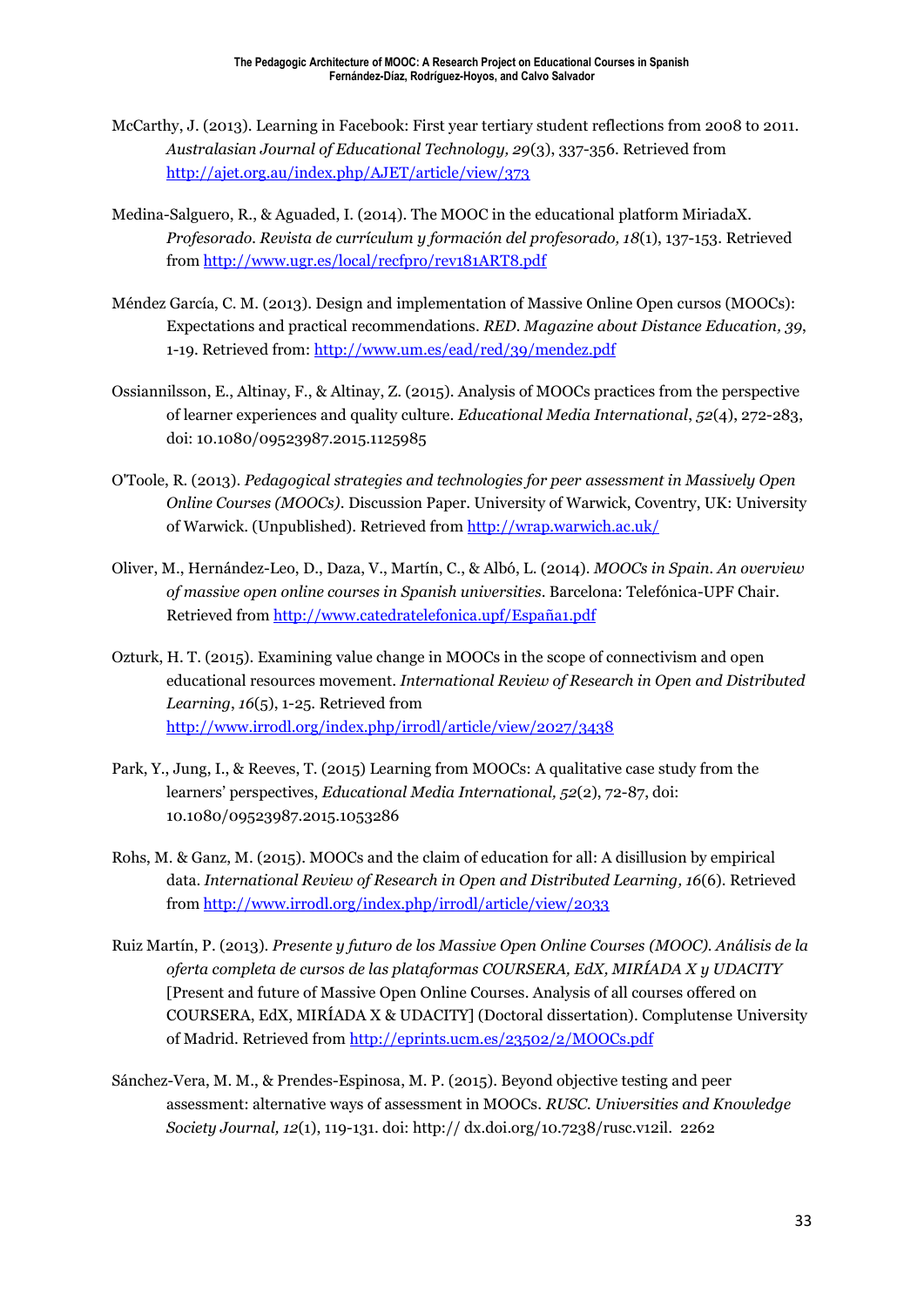McCarthy, J. (2013). Learning in Facebook: First year tertiary student reflections from 2008 to 2011. *Australasian Journal of Educational Technology, 29*(3), 337-356. Retrieved from http://ajet.org.au/index.php/AJET/article/view/373

Medina-Salguero, R., & Aguaded, I. (2014). The MOOC in the educational platform MiriadaX. *Profesorado. Revista de currículum y formación del profesorado, 18*(1), 137-153. Retrieved from http://www.ugr.es/local/recfpro/rev181ART8.pdf

Méndez García, C. M. (2013). Design and implementation of Massive Online Open cursos (MOOCs): Expectations and practical recommendations. *RED. Magazine about Distance Education, 39*, 1-19. Retrieved from: http://www.um.es/ead/red/39/mendez.pdf

Ossiannilsson, E., Altinay, F., & Altinay, Z. (2015). Analysis of MOOCs practices from the perspective of learner experiences and quality culture. *Educational Media International*, *52*(4), 272-283, doi: 10.1080/09523987.2015.1125985

O'Toole, R. (2013). *Pedagogical strategies and technologies for peer assessment in Massively Open Online Courses (MOOCs).* Discussion Paper. University of Warwick, Coventry, UK: University of Warwick. (Unpublished). Retrieved from http://wrap.warwick.ac.uk/

Oliver, M., Hernández-Leo, D., Daza, V., Martín, C., & Albó, L. (2014). *MOOCs in Spain. An overview of massive open online courses in Spanish universities*. Barcelona: Telefónica-UPF Chair. Retrieved from http://www.catedratelefonica.upf/España1.pdf

Ozturk, H. T. (2015). Examining value change in MOOCs in the scope of connectivism and open educational resources movement. *International Review of Research in Open and Distributed Learning*, *16*(5), 1-25. Retrieved from http://www.irrodl.org/index.php/irrodl/article/view/2027/3438

Park, Y., Jung, I., & Reeves, T. (2015) Learning from MOOCs: A qualitative case study from the learners' perspectives, *Educational Media International, 52*(2), 72-87, doi: 10.1080/09523987.2015.1053286

Rohs, M. & Ganz, M. (2015). MOOCs and the claim of education for all: A disillusion by empirical data. *International Review of Research in Open and Distributed Learning, 16*(6). Retrieved from http://www.irrodl.org/index.php/irrodl/article/view/2033

Ruiz Martín, P. (2013). *Presente y futuro de los Massive Open Online Courses (MOOC). Análisis de la oferta completa de cursos de las plataformas COURSERA, EdX, MIRÍADA X y UDACITY* [Present and future of Massive Open Online Courses. Analysis of all courses offered on COURSERA, EdX, MIRÍADA X & UDACITY] (Doctoral dissertation). Complutense University of Madrid. Retrieved from http://eprints.ucm.es/23502/2/MOOCs.pdf

Sánchez-Vera, M. M., & Prendes-Espinosa, M. P. (2015). Beyond objective testing and peer assessment: alternative ways of assessment in MOOCs. *RUSC. Universities and Knowledge Society Journal, 12*(1), 119-131. doi: http:// dx.doi.org/10.7238/rusc.v12il. 2262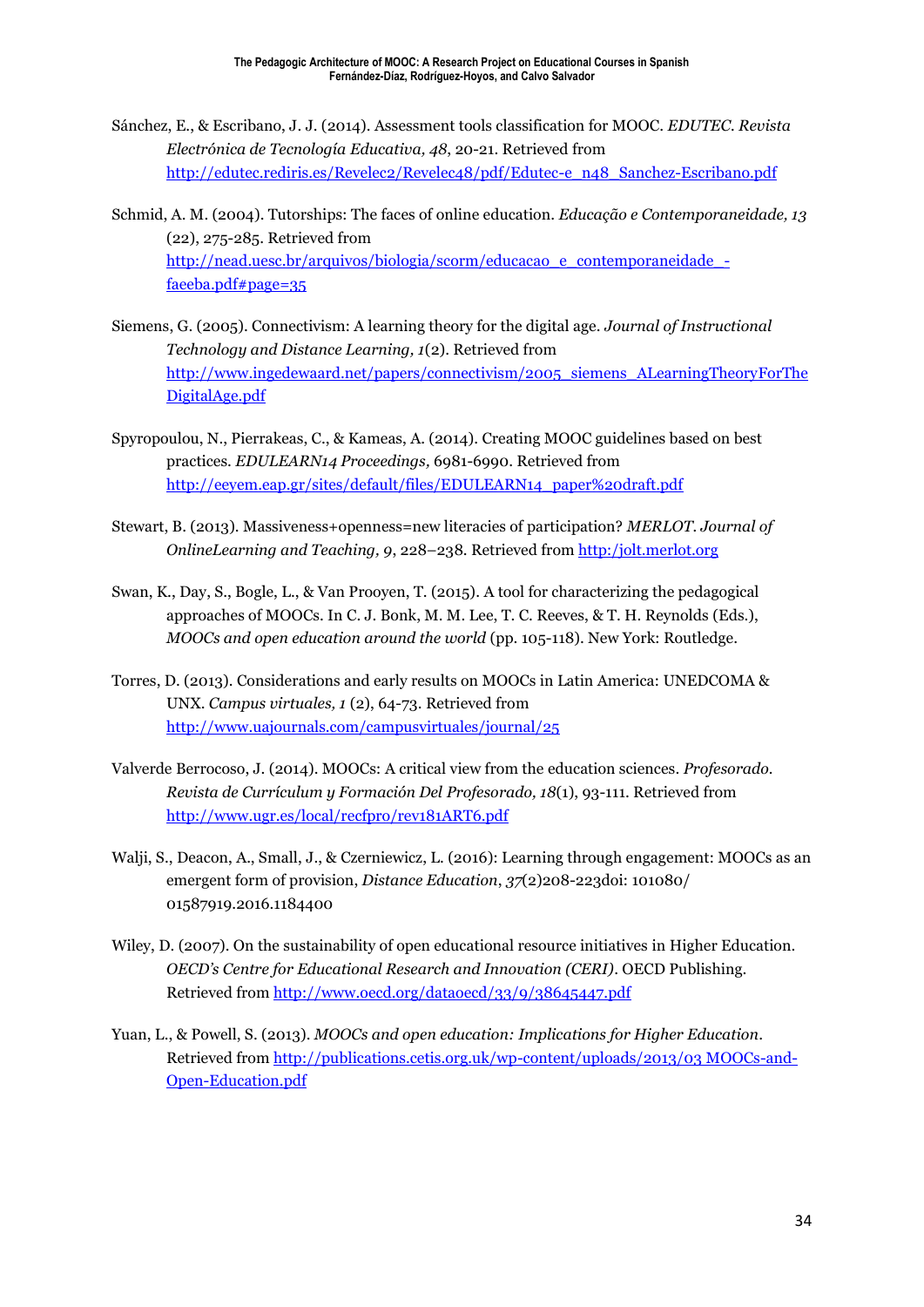Sánchez, E., & Escribano, J. J. (2014). Assessment tools classification for MOOC. *EDUTEC. Revista Electrónica de Tecnología Educativa, 48*, 20-21. Retrieved from http://edutec.rediris.es/Revelec2/Revelec48/pdf/Edutec-e_n48_Sanchez-Escribano.pdf

Schmid, A. M. (2004). Tutorships: The faces of online education. *Educação e Contemporaneidade, 13* (22), 275-285. Retrieved from http://nead.uesc.br/arquivos/biologia/scorm/educacao_e_contemporaneidade_-faeeba.pdf#page=35

Siemens, G. (2005). Connectivism: A learning theory for the digital age. *Journal of Instructional Technology and Distance Learning, 1*(2). Retrieved from http://www.ingedewaard.net/papers/connectivism/2005_siemens_ALearningTheoryForTheDigitalAge.pdf

Spyropoulou, N., Pierrakeas, C., & Kameas, A. (2014). Creating MOOC guidelines based on best practices. *EDULEARN14 Proceedings,* 6981-6990. Retrieved from http://eeyem.eap.gr/sites/default/files/EDULEARN14_paper%20draft.pdf

Stewart, B. (2013). Massiveness+openness=new literacies of participation? *MERLOT. Journal of OnlineLearning and Teaching, 9*, 228–238. Retrieved from http:/jolt.merlot.org

Swan, K., Day, S., Bogle, L., & Van Prooyen, T. (2015). A tool for characterizing the pedagogical approaches of MOOCs. In C. J. Bonk, M. M. Lee, T. C. Reeves, & T. H. Reynolds (Eds.), *MOOCs and open education around the world* (pp. 105-118). New York: Routledge.

Torres, D. (2013). Considerations and early results on MOOCs in Latin America: UNEDCOMA & UNX. *Campus virtuales, 1* (2), 64-73. Retrieved from http://www.uajournals.com/campusvirtuales/journal/25

Valverde Berrocoso, J. (2014). MOOCs: A critical view from the education sciences. *Profesorado. Revista de Currículum y Formación Del Profesorado, 18*(1), 93-111. Retrieved from http://www.ugr.es/local/recfpro/rev181ART6.pdf

Walji, S., Deacon, A., Small, J., & Czerniewicz, L. (2016): Learning through engagement: MOOCs as an emergent form of provision, *Distance Education*, *37*(2)208-223doi: 101080/ 01587919.2016.1184400

Wiley, D. (2007). On the sustainability of open educational resource initiatives in Higher Education. *OECD's Centre for Educational Research and Innovation (CERI)*. OECD Publishing. Retrieved from http://www.oecd.org/dataoecd/33/9/38645447.pdf

Yuan, L., & Powell, S. (2013). *MOOCs and open education: Implications for Higher Education*. Retrieved from http://publications.cetis.org.uk/wp-content/uploads/2013/03 MOOCs-and-Open-Education.pdf